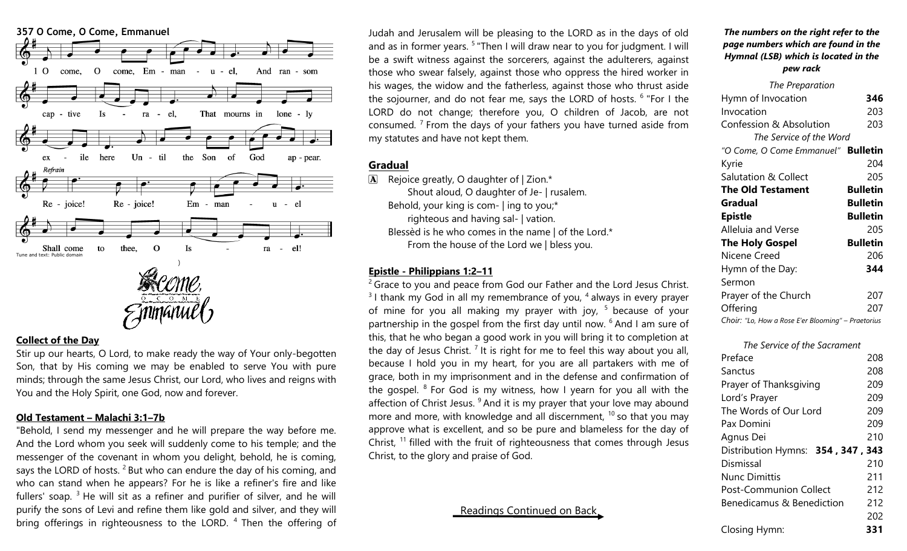**357 O Come, O Come, Emmanuel**

1 O come, O come, Emmanuel, And ransom captive Israel, That mourns in lonely exile here Until the Son of God appear.

*Refrain*

Rejoice! Rejoice! Emmanuel Shall come to thee, O Israel!

Tune and text: Public domain

O Come, O Come, Emmanuel

## Collect of the Day

Stir up our hearts, O Lord, to make ready the way of Your only-begotten Son, that by His coming we may be enabled to serve You with pure minds; through the same Jesus Christ, our Lord, who lives and reigns with You and the Holy Spirit, one God, now and forever.

## Old Testament – Malachi 3:1–7b

"Behold, I send my messenger and he will prepare the way before me. And the Lord whom you seek will suddenly come to his temple; and the messenger of the covenant in whom you delight, behold, he is coming, says the LORD of hosts. [2] But who can endure the day of his coming, and who can stand when he appears? For he is like a refiner's fire and like fullers' soap. [3] He will sit as a refiner and purifier of silver, and he will purify the sons of Levi and refine them like gold and silver, and they will bring offerings in righteousness to the LORD. [4] Then the offering of Judah and Jerusalem will be pleasing to the LORD as in the days of old and as in former years. [5] "Then I will draw near to you for judgment. I will be a swift witness against the sorcerers, against the adulterers, against those who swear falsely, against those who oppress the hired worker in his wages, the widow and the fatherless, against those who thrust aside the sojourner, and do not fear me, says the LORD of hosts. [6] "For I the LORD do not change; therefore you, O children of Jacob, are not consumed. [7] From the days of your fathers you have turned aside from my statutes and have not kept them.

## Gradual

A Rejoice greatly, O daughter of | Zion.*
Shout aloud, O daughter of Je- | rusalem.
Behold, your king is com- | ing to you;*
righteous and having sal- | vation.
Blessèd is he who comes in the name | of the Lord.*
From the house of the Lord we | bless you.

## Epistle - Philippians 1:2–11

[2] Grace to you and peace from God our Father and the Lord Jesus Christ. [3] I thank my God in all my remembrance of you, [4] always in every prayer of mine for you all making my prayer with joy, [5] because of your partnership in the gospel from the first day until now. [6] And I am sure of this, that he who began a good work in you will bring it to completion at the day of Jesus Christ. [7] It is right for me to feel this way about you all, because I hold you in my heart, for you are all partakers with me of grace, both in my imprisonment and in the defense and confirmation of the gospel. [8] For God is my witness, how I yearn for you all with the affection of Christ Jesus. [9] And it is my prayer that your love may abound more and more, with knowledge and all discernment, [10] so that you may approve what is excellent, and so be pure and blameless for the day of Christ, [11] filled with the fruit of righteousness that comes through Jesus Christ, to the glory and praise of God.

Readings Continued on Back

***The numbers on the right refer to the page numbers which are found in the Hymnal (LSB) which is located in the pew rack***

*The Preparation*

| | |
|---|---|
| Hymn of Invocation | **346** |
| Invocation | 203 |
| Confession & Absolution | 203 |

*The Service of the Word*

| | |
|---|---|
| *"O Come, O Come Emmanuel"* | **Bulletin** |
| Kyrie | 204 |
| Salutation & Collect | 205 |
| **The Old Testament** | **Bulletin** |
| **Gradual** | **Bulletin** |
| **Epistle** | **Bulletin** |
| Alleluia and Verse | 205 |
| **The Holy Gospel** | **Bulletin** |
| Nicene Creed | 206 |
| Hymn of the Day: | **344** |
| Sermon | |
| Prayer of the Church | 207 |
| Offering | 207 |

*Choir: "Lo, How a Rose E'er Blooming" – Praetorius*

*The Service of the Sacrament*

| | |
|---|---|
| Preface | 208 |
| Sanctus | 208 |
| Prayer of Thanksgiving | 209 |
| Lord's Prayer | 209 |
| The Words of Our Lord | 209 |
| Pax Domini | 209 |
| Agnus Dei | 210 |
| Distribution Hymns: | **354 , 347 , 343** |
| Dismissal | 210 |
| Nunc Dimittis | 211 |
| Post-Communion Collect | 212 |
| Benedicamus & Benediction | 212 |
| | 202 |
| Closing Hymn: | **331** |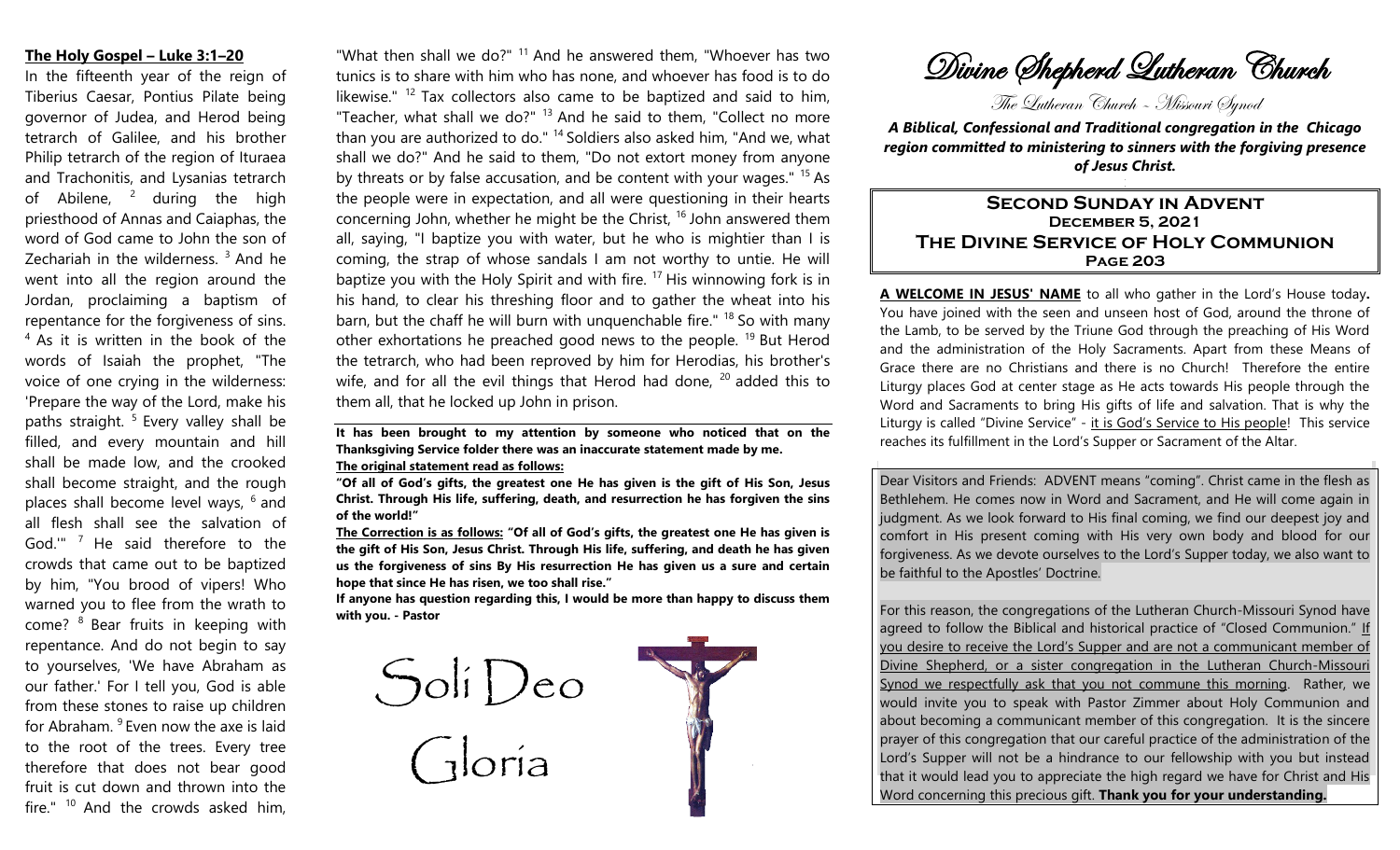## The Holy Gospel – Luke 3:1–20

In the fifteenth year of the reign of Tiberius Caesar, Pontius Pilate being governor of Judea, and Herod being tetrarch of Galilee, and his brother Philip tetrarch of the region of Ituraea and Trachonitis, and Lysanias tetrarch of Abilene, [2] during the high priesthood of Annas and Caiaphas, the word of God came to John the son of Zechariah in the wilderness. [3] And he went into all the region around the Jordan, proclaiming a baptism of repentance for the forgiveness of sins. [4] As it is written in the book of the words of Isaiah the prophet, "The voice of one crying in the wilderness: 'Prepare the way of the Lord, make his paths straight. [5] Every valley shall be filled, and every mountain and hill shall be made low, and the crooked shall become straight, and the rough places shall become level ways, [6] and all flesh shall see the salvation of God.'" [7] He said therefore to the crowds that came out to be baptized by him, "You brood of vipers! Who warned you to flee from the wrath to come? [8] Bear fruits in keeping with repentance. And do not begin to say to yourselves, 'We have Abraham as our father.' For I tell you, God is able from these stones to raise up children for Abraham. [9] Even now the axe is laid to the root of the trees. Every tree therefore that does not bear good fruit is cut down and thrown into the fire." [10] And the crowds asked him, "What then shall we do?" [11] And he answered them, "Whoever has two tunics is to share with him who has none, and whoever has food is to do likewise." [12] Tax collectors also came to be baptized and said to him, "Teacher, what shall we do?" [13] And he said to them, "Collect no more than you are authorized to do." [14] Soldiers also asked him, "And we, what shall we do?" And he said to them, "Do not extort money from anyone by threats or by false accusation, and be content with your wages." [15] As the people were in expectation, and all were questioning in their hearts concerning John, whether he might be the Christ, [16] John answered them all, saying, "I baptize you with water, but he who is mightier than I is coming, the strap of whose sandals I am not worthy to untie. He will baptize you with the Holy Spirit and with fire. [17] His winnowing fork is in his hand, to clear his threshing floor and to gather the wheat into his barn, but the chaff he will burn with unquenchable fire." [18] So with many other exhortations he preached good news to the people. [19] But Herod the tetrarch, who had been reproved by him for Herodias, his brother's wife, and for all the evil things that Herod had done, [20] added this to them all, that he locked up John in prison.

**It has been brought to my attention by someone who noticed that on the Thanksgiving Service folder there was an inaccurate statement made by me.**

**The original statement read as follows:**

**"Of all of God's gifts, the greatest one He has given is the gift of His Son, Jesus Christ. Through His life, suffering, death, and resurrection he has forgiven the sins of the world!"**

**The Correction is as follows: "Of all of God's gifts, the greatest one He has given is the gift of His Son, Jesus Christ. Through His life, suffering, and death he has given us the forgiveness of sins By His resurrection He has given us a sure and certain hope that since He has risen, we too shall rise."**

**If anyone has question regarding this, I would be more than happy to discuss them with you. - Pastor**

Soli Deo Gloria

# Divine Shepherd Lutheran Church

The Lutheran Church ~ Missouri Synod

***A Biblical, Confessional and Traditional congregation in the Chicago region committed to ministering to sinners with the forgiving presence of Jesus Christ.***

## Second Sunday in Advent
### December 5, 2021
### The Divine Service of Holy Communion
### Page 203

**A WELCOME IN JESUS' NAME** to all who gather in the Lord's House today**.** You have joined with the seen and unseen host of God, around the throne of the Lamb, to be served by the Triune God through the preaching of His Word and the administration of the Holy Sacraments. Apart from these Means of Grace there are no Christians and there is no Church! Therefore the entire Liturgy places God at center stage as He acts towards His people through the Word and Sacraments to bring His gifts of life and salvation. That is why the Liturgy is called "Divine Service" - it is God's Service to His people! This service reaches its fulfillment in the Lord's Supper or Sacrament of the Altar.

Dear Visitors and Friends: ADVENT means "coming". Christ came in the flesh as Bethlehem. He comes now in Word and Sacrament, and He will come again in judgment. As we look forward to His final coming, we find our deepest joy and comfort in His present coming with His very own body and blood for our forgiveness. As we devote ourselves to the Lord's Supper today, we also want to be faithful to the Apostles' Doctrine.

For this reason, the congregations of the Lutheran Church-Missouri Synod have agreed to follow the Biblical and historical practice of "Closed Communion." If you desire to receive the Lord's Supper and are not a communicant member of Divine Shepherd, or a sister congregation in the Lutheran Church-Missouri Synod we respectfully ask that you not commune this morning. Rather, we would invite you to speak with Pastor Zimmer about Holy Communion and about becoming a communicant member of this congregation. It is the sincere prayer of this congregation that our careful practice of the administration of the Lord's Supper will not be a hindrance to our fellowship with you but instead that it would lead you to appreciate the high regard we have for Christ and His Word concerning this precious gift. **Thank you for your understanding.**